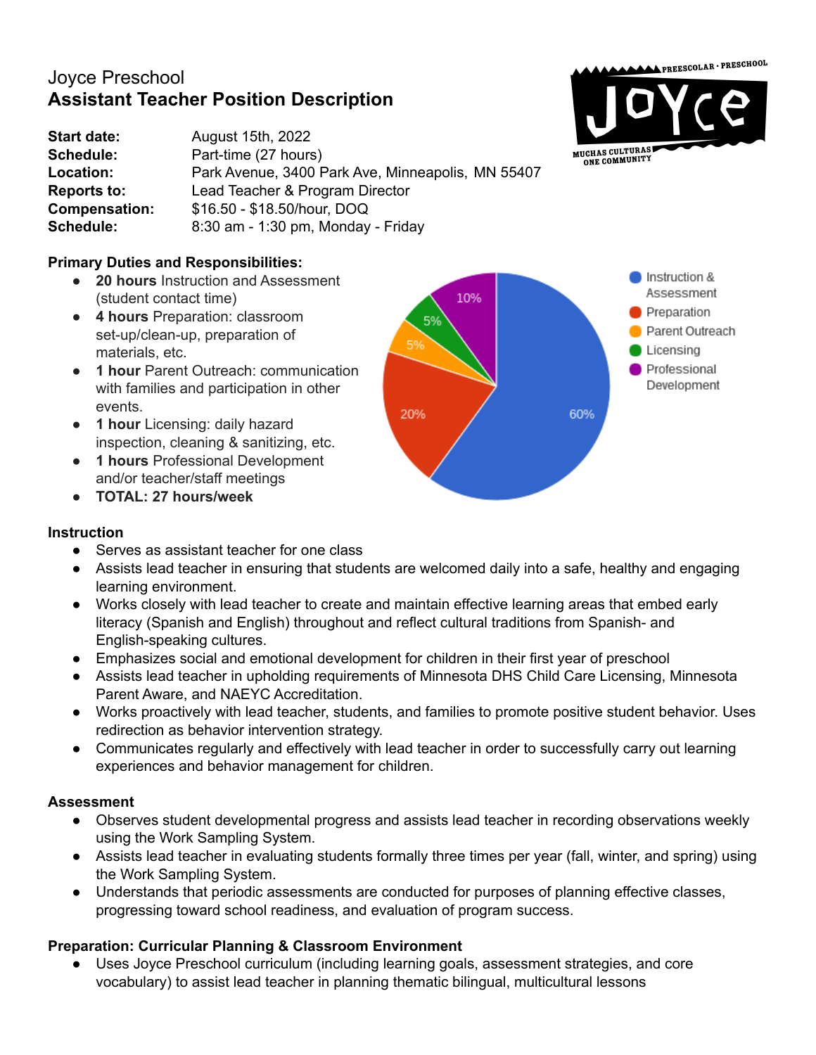Joyce Preschool

# Assistant Teacher Position Description

**Start date:** August 15th, 2022
**Schedule:** Part-time (27 hours)
**Location:** Park Avenue, 3400 Park Ave, Minneapolis, MN 55407
**Reports to:** Lead Teacher & Program Director
**Compensation:** $16.50 - $18.50/hour, DOQ
**Schedule:** 8:30 am - 1:30 pm, Monday - Friday

**Primary Duties and Responsibilities:**

- **20 hours** Instruction and Assessment (student contact time)
- **4 hours** Preparation: classroom set-up/clean-up, preparation of materials, etc.
- **1 hour** Parent Outreach: communication with families and participation in other events.
- **1 hour** Licensing: daily hazard inspection, cleaning & sanitizing, etc.
- **1 hours** Professional Development and/or teacher/staff meetings
- **TOTAL: 27 hours/week**

| Category | Percentage |
|---|---|
| Instruction & Assessment | 60% |
| Preparation | 20% |
| Parent Outreach | 5% |
| Licensing | 5% |
| Professional Development | 10% |

**Instruction**

- Serves as assistant teacher for one class
- Assists lead teacher in ensuring that students are welcomed daily into a safe, healthy and engaging learning environment.
- Works closely with lead teacher to create and maintain effective learning areas that embed early literacy (Spanish and English) throughout and reflect cultural traditions from Spanish- and English-speaking cultures.
- Emphasizes social and emotional development for children in their first year of preschool
- Assists lead teacher in upholding requirements of Minnesota DHS Child Care Licensing, Minnesota Parent Aware, and NAEYC Accreditation.
- Works proactively with lead teacher, students, and families to promote positive student behavior. Uses redirection as behavior intervention strategy.
- Communicates regularly and effectively with lead teacher in order to successfully carry out learning experiences and behavior management for children.

**Assessment**

- Observes student developmental progress and assists lead teacher in recording observations weekly using the Work Sampling System.
- Assists lead teacher in evaluating students formally three times per year (fall, winter, and spring) using the Work Sampling System.
- Understands that periodic assessments are conducted for purposes of planning effective classes, progressing toward school readiness, and evaluation of program success.

**Preparation: Curricular Planning & Classroom Environment**

- Uses Joyce Preschool curriculum (including learning goals, assessment strategies, and core vocabulary) to assist lead teacher in planning thematic bilingual, multicultural lessons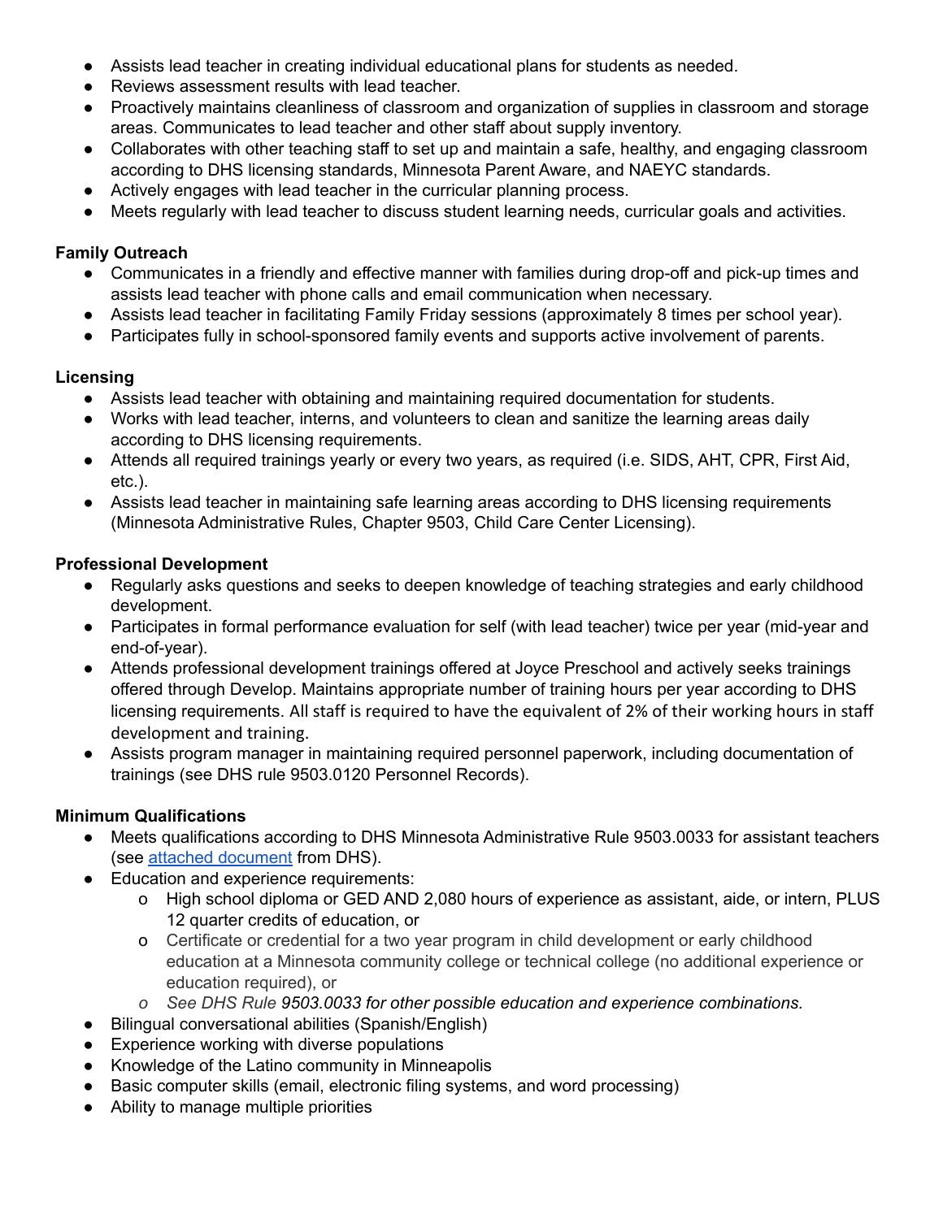- Assists lead teacher in creating individual educational plans for students as needed.
- Reviews assessment results with lead teacher.
- Proactively maintains cleanliness of classroom and organization of supplies in classroom and storage areas. Communicates to lead teacher and other staff about supply inventory.
- Collaborates with other teaching staff to set up and maintain a safe, healthy, and engaging classroom according to DHS licensing standards, Minnesota Parent Aware, and NAEYC standards.
- Actively engages with lead teacher in the curricular planning process.
- Meets regularly with lead teacher to discuss student learning needs, curricular goals and activities.

**Family Outreach**

- Communicates in a friendly and effective manner with families during drop-off and pick-up times and assists lead teacher with phone calls and email communication when necessary.
- Assists lead teacher in facilitating Family Friday sessions (approximately 8 times per school year).
- Participates fully in school-sponsored family events and supports active involvement of parents.

**Licensing**

- Assists lead teacher with obtaining and maintaining required documentation for students.
- Works with lead teacher, interns, and volunteers to clean and sanitize the learning areas daily according to DHS licensing requirements.
- Attends all required trainings yearly or every two years, as required (i.e. SIDS, AHT, CPR, First Aid, etc.).
- Assists lead teacher in maintaining safe learning areas according to DHS licensing requirements (Minnesota Administrative Rules, Chapter 9503, Child Care Center Licensing).

**Professional Development**

- Regularly asks questions and seeks to deepen knowledge of teaching strategies and early childhood development.
- Participates in formal performance evaluation for self (with lead teacher) twice per year (mid-year and end-of-year).
- Attends professional development trainings offered at Joyce Preschool and actively seeks trainings offered through Develop. Maintains appropriate number of training hours per year according to DHS licensing requirements. All staff is required to have the equivalent of 2% of their working hours in staff development and training.
- Assists program manager in maintaining required personnel paperwork, including documentation of trainings (see DHS rule 9503.0120 Personnel Records).

**Minimum Qualifications**

- Meets qualifications according to DHS Minnesota Administrative Rule 9503.0033 for assistant teachers (see [attached document]() from DHS).
- Education and experience requirements:
  - o High school diploma or GED AND 2,080 hours of experience as assistant, aide, or intern, PLUS 12 quarter credits of education, or
  - o Certificate or credential for a two year program in child development or early childhood education at a Minnesota community college or technical college (no additional experience or education required), or
  - *o See DHS Rule 9503.0033 for other possible education and experience combinations.*
- Bilingual conversational abilities (Spanish/English)
- Experience working with diverse populations
- Knowledge of the Latino community in Minneapolis
- Basic computer skills (email, electronic filing systems, and word processing)
- Ability to manage multiple priorities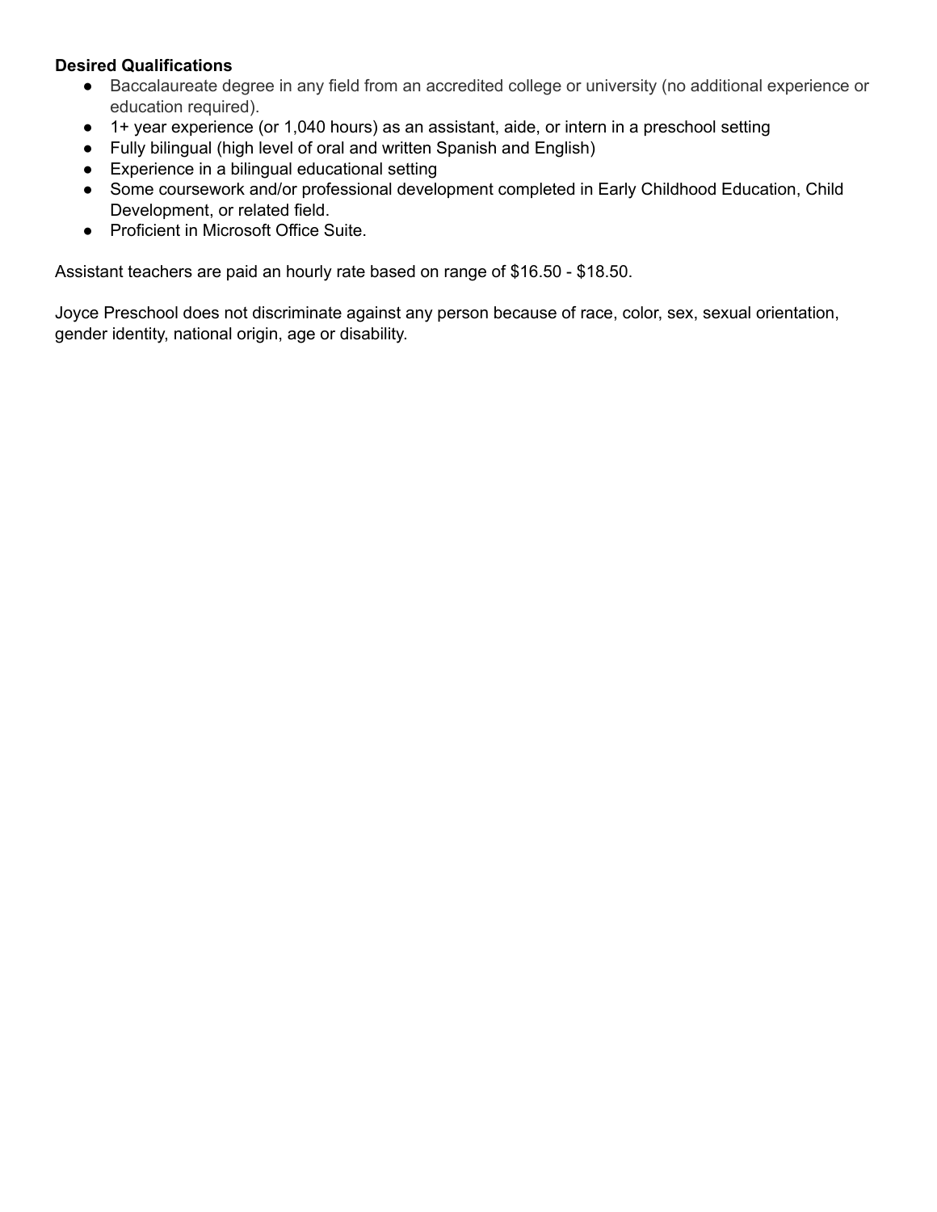**Desired Qualifications**

- Baccalaureate degree in any field from an accredited college or university (no additional experience or education required).
- 1+ year experience (or 1,040 hours) as an assistant, aide, or intern in a preschool setting
- Fully bilingual (high level of oral and written Spanish and English)
- Experience in a bilingual educational setting
- Some coursework and/or professional development completed in Early Childhood Education, Child Development, or related field.
- Proficient in Microsoft Office Suite.

Assistant teachers are paid an hourly rate based on range of $16.50 - $18.50.

Joyce Preschool does not discriminate against any person because of race, color, sex, sexual orientation, gender identity, national origin, age or disability.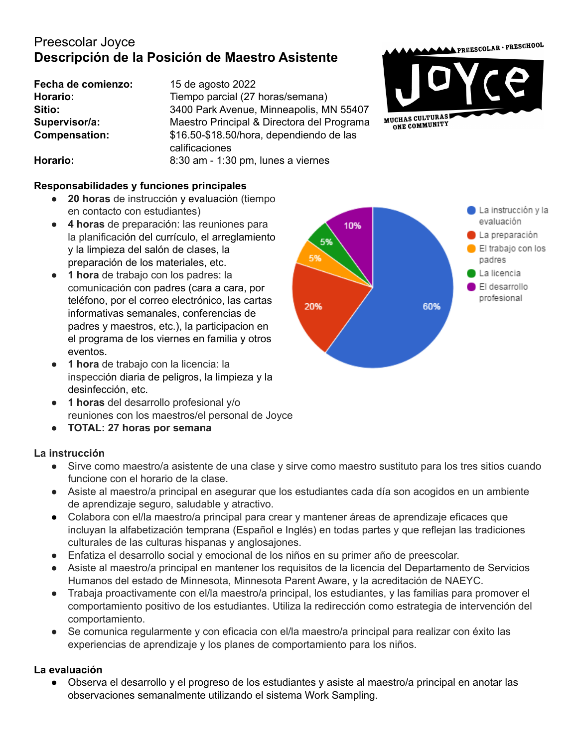Preescolar Joyce

# Descripción de la Posición de Maestro Asistente

| | |
|---|---|
| **Fecha de comienzo:** | 15 de agosto 2022 |
| **Horario:** | Tiempo parcial (27 horas/semana) |
| **Sitio:** | 3400 Park Avenue, Minneapolis, MN 55407 |
| **Supervisor/a:** | Maestro Principal & Directora del Programa |
| **Compensation:** | $16.50-$18.50/hora, dependiendo de las calificaciones |
| **Horario:** | 8:30 am - 1:30 pm, lunes a viernes |

PREESCOLAR • PRESCHOOL
JOYCE
MUCHAS CULTURAS ONE COMMUNITY

### Responsabilidades y funciones principales

- **20 horas** de instrucción y evaluación (tiempo en contacto con estudiantes)
- **4 horas** de preparación: las reuniones para la planificación del currículo, el arreglamiento y la limpieza del salón de clases, la preparación de los materiales, etc.
- **1 hora** de trabajo con los padres: la comunicación con padres (cara a cara, por teléfono, por el correo electrónico, las cartas informativas semanales, conferencias de padres y maestros, etc.), la participacion en el programa de los viernes en familia y otros eventos.
- **1 hora** de trabajo con la licencia: la inspección diaria de peligros, la limpieza y la desinfección, etc.
- **1 horas** del desarrollo profesional y/o reuniones con los maestros/el personal de Joyce
- **TOTAL: 27 horas por semana**

| Categoría | Porcentaje |
|---|---|
| La instrucción y la evaluación | 60% |
| La preparación | 20% |
| El trabajo con los padres | 5% |
| La licencia | 5% |
| El desarrollo profesional | 10% |

### La instrucción

- Sirve como maestro/a asistente de una clase y sirve como maestro sustituto para los tres sitios cuando funcione con el horario de la clase.
- Asiste al maestro/a principal en asegurar que los estudiantes cada día son acogidos en un ambiente de aprendizaje seguro, saludable y atractivo.
- Colabora con el/la maestro/a principal para crear y mantener áreas de aprendizaje eficaces que incluyan la alfabetización temprana (Español e Inglés) en todas partes y que reflejan las tradiciones culturales de las culturas hispanas y anglosajones.
- Enfatiza el desarrollo social y emocional de los niños en su primer año de preescolar.
- Asiste al maestro/a principal en mantener los requisitos de la licencia del Departamento de Servicios Humanos del estado de Minnesota, Minnesota Parent Aware, y la acreditación de NAEYC.
- Trabaja proactivamente con el/la maestro/a principal, los estudiantes, y las familias para promover el comportamiento positivo de los estudiantes. Utiliza la redirección como estrategia de intervención del comportamiento.
- Se comunica regularmente y con eficacia con el/la maestro/a principal para realizar con éxito las experiencias de aprendizaje y los planes de comportamiento para los niños.

### La evaluación

- Observa el desarrollo y el progreso de los estudiantes y asiste al maestro/a principal en anotar las observaciones semanalmente utilizando el sistema Work Sampling.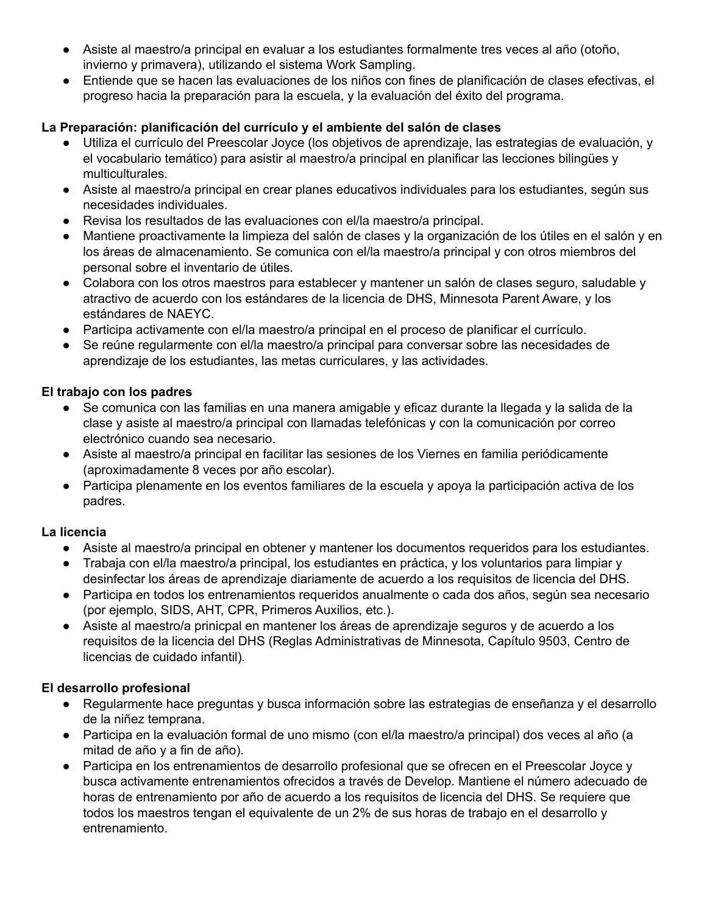- Asiste al maestro/a principal en evaluar a los estudiantes formalmente tres veces al año (otoño, invierno y primavera), utilizando el sistema Work Sampling.
- Entiende que se hacen las evaluaciones de los niños con fines de planificación de clases efectivas, el progreso hacia la preparación para la escuela, y la evaluación del éxito del programa.

**La Preparación: planificación del currículo y el ambiente del salón de clases**

- Utiliza el currículo del Preescolar Joyce (los objetivos de aprendizaje, las estrategias de evaluación, y el vocabulario temático) para asistir al maestro/a principal en planificar las lecciones bilingües y multiculturales.
- Asiste al maestro/a principal en crear planes educativos individuales para los estudiantes, según sus necesidades individuales.
- Revisa los resultados de las evaluaciones con el/la maestro/a principal.
- Mantiene proactivamente la limpieza del salón de clases y la organización de los útiles en el salón y en los áreas de almacenamiento. Se comunica con el/la maestro/a principal y con otros miembros del personal sobre el inventario de útiles.
- Colabora con los otros maestros para establecer y mantener un salón de clases seguro, saludable y atractivo de acuerdo con los estándares de la licencia de DHS, Minnesota Parent Aware, y los estándares de NAEYC.
- Participa activamente con el/la maestro/a principal en el proceso de planificar el currículo.
- Se reúne regularmente con el/la maestro/a principal para conversar sobre las necesidades de aprendizaje de los estudiantes, las metas curriculares, y las actividades.

**El trabajo con los padres**

- Se comunica con las familias en una manera amigable y eficaz durante la llegada y la salida de la clase y asiste al maestro/a principal con llamadas telefónicas y con la comunicación por correo electrónico cuando sea necesario.
- Asiste al maestro/a principal en facilitar las sesiones de los Viernes en familia periódicamente (aproximadamente 8 veces por año escolar).
- Participa plenamente en los eventos familiares de la escuela y apoya la participación activa de los padres.

**La licencia**

- Asiste al maestro/a principal en obtener y mantener los documentos requeridos para los estudiantes.
- Trabaja con el/la maestro/a principal, los estudiantes en práctica, y los voluntarios para limpiar y desinfectar los áreas de aprendizaje diariamente de acuerdo a los requisitos de licencia del DHS.
- Participa en todos los entrenamientos requeridos anualmente o cada dos años, según sea necesario (por ejemplo, SIDS, AHT, CPR, Primeros Auxilios, etc.).
- Asiste al maestro/a prinicpal en mantener los áreas de aprendizaje seguros y de acuerdo a los requisitos de la licencia del DHS (Reglas Administrativas de Minnesota, Capítulo 9503, Centro de licencias de cuidado infantil).

**El desarrollo profesional**

- Regularmente hace preguntas y busca información sobre las estrategias de enseñanza y el desarrollo de la niñez temprana.
- Participa en la evaluación formal de uno mismo (con el/la maestro/a principal) dos veces al año (a mitad de año y a fin de año).
- Participa en los entrenamientos de desarrollo profesional que se ofrecen en el Preescolar Joyce y busca activamente entrenamientos ofrecidos a través de Develop. Mantiene el número adecuado de horas de entrenamiento por año de acuerdo a los requisitos de licencia del DHS. Se requiere que todos los maestros tengan el equivalente de un 2% de sus horas de trabajo en el desarrollo y entrenamiento.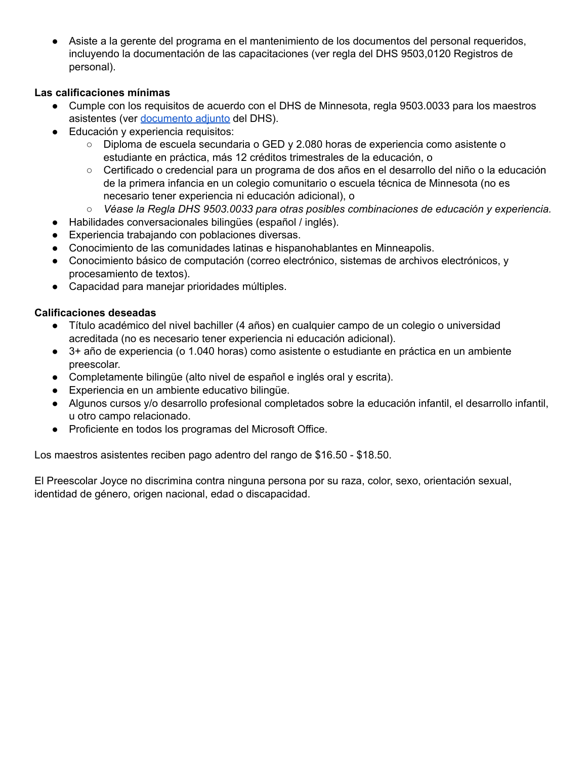- Asiste a la gerente del programa en el mantenimiento de los documentos del personal requeridos, incluyendo la documentación de las capacitaciones (ver regla del DHS 9503,0120 Registros de personal).

**Las calificaciones mínimas**

- Cumple con los requisitos de acuerdo con el DHS de Minnesota, regla 9503.0033 para los maestros asistentes (ver [documento adjunto]() del DHS).
- Educación y experiencia requisitos:
  - Diploma de escuela secundaria o GED y 2.080 horas de experiencia como asistente o estudiante en práctica, más 12 créditos trimestrales de la educación, o
  - Certificado o credencial para un programa de dos años en el desarrollo del niño o la educación de la primera infancia en un colegio comunitario o escuela técnica de Minnesota (no es necesario tener experiencia ni educación adicional), o
  - *Véase la Regla DHS 9503.0033 para otras posibles combinaciones de educación y experiencia.*
- Habilidades conversacionales bilingües (español / inglés).
- Experiencia trabajando con poblaciones diversas.
- Conocimiento de las comunidades latinas e hispanohablantes en Minneapolis.
- Conocimiento básico de computación (correo electrónico, sistemas de archivos electrónicos, y procesamiento de textos).
- Capacidad para manejar prioridades múltiples.

**Calificaciones deseadas**

- Título académico del nivel bachiller (4 años) en cualquier campo de un colegio o universidad acreditada (no es necesario tener experiencia ni educación adicional).
- 3+ año de experiencia (o 1.040 horas) como asistente o estudiante en práctica en un ambiente preescolar.
- Completamente bilingüe (alto nivel de español e inglés oral y escrita).
- Experiencia en un ambiente educativo bilingüe.
- Algunos cursos y/o desarrollo profesional completados sobre la educación infantil, el desarrollo infantil, u otro campo relacionado.
- Proficiente en todos los programas del Microsoft Office.

Los maestros asistentes reciben pago adentro del rango de $16.50 - $18.50.

El Preescolar Joyce no discrimina contra ninguna persona por su raza, color, sexo, orientación sexual, identidad de género, origen nacional, edad o discapacidad.